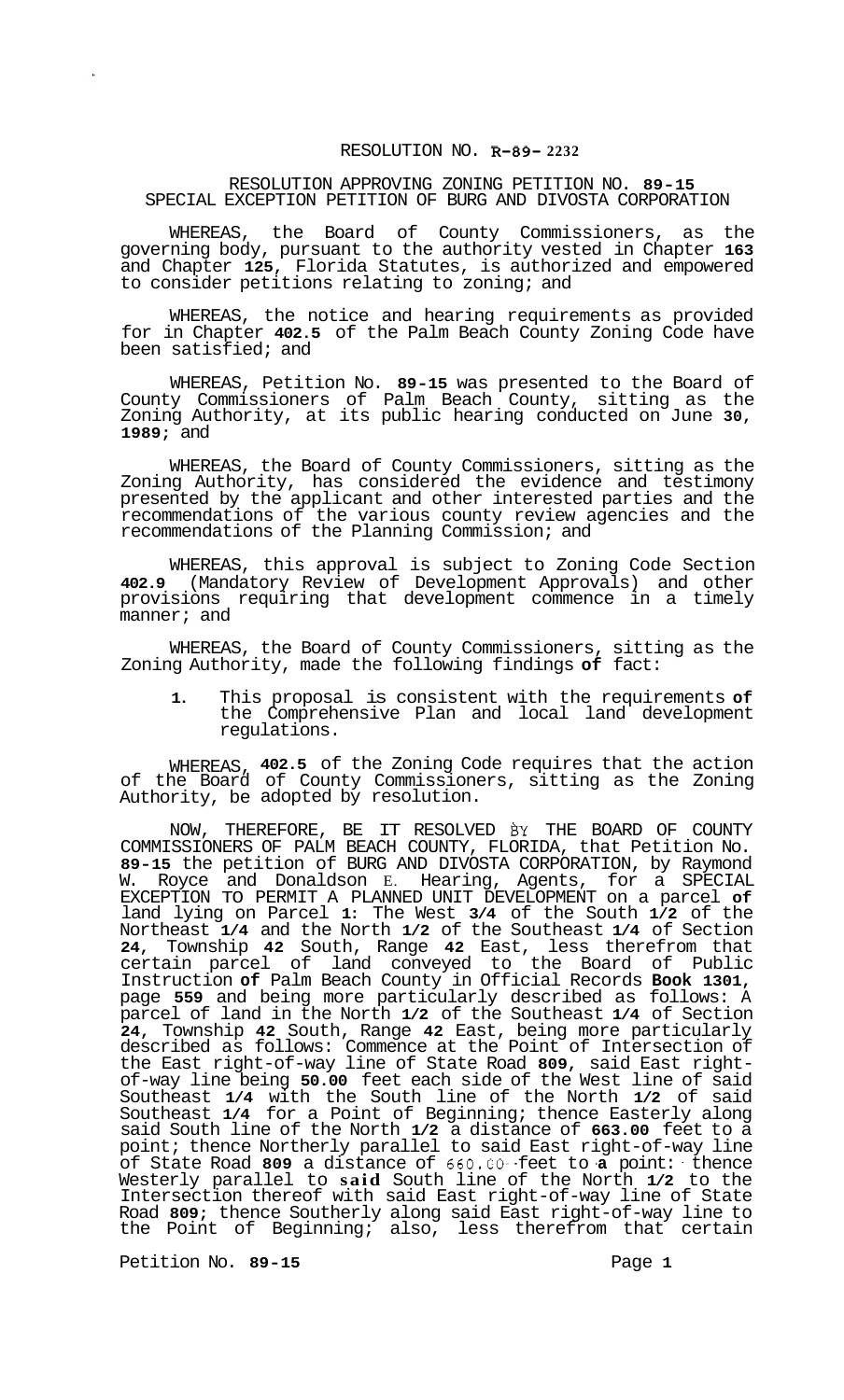RESOLUTION NO. R-89- 2232

RESOLUTION APPROVING ZONING PETITION NO. 89-15
SPECIAL EXCEPTION PETITION OF BURG AND DIVOSTA CORPORATION

WHEREAS, the Board of County Commissioners, as the governing body, pursuant to the authority vested in Chapter 163 and Chapter 125, Florida Statutes, is authorized and empowered to consider petitions relating to zoning; and

WHEREAS, the notice and hearing requirements as provided for in Chapter 402.5 of the Palm Beach County Zoning Code have been satisfied; and

WHEREAS, Petition No. 89-15 was presented to the Board of County Commissioners of Palm Beach County, sitting as the Zoning Authority, at its public hearing conducted on June 30, 1989; and

WHEREAS, the Board of County Commissioners, sitting as the Zoning Authority, has considered the evidence and testimony presented by the applicant and other interested parties and the recommendations of the various county review agencies and the recommendations of the Planning Commission; and

WHEREAS, this approval is subject to Zoning Code Section 402.9 (Mandatory Review of Development Approvals) and other provisions requiring that development commence in a timely manner; and

WHEREAS, the Board of County Commissioners, sitting as the Zoning Authority, made the following findings of fact:

1. This proposal is consistent with the requirements of the Comprehensive Plan and local land development regulations.

WHEREAS, 402.5 of the Zoning Code requires that the action of the Board of County Commissioners, sitting as the Zoning Authority, be adopted by resolution.

NOW, THEREFORE, BE IT RESOLVED BY THE BOARD OF COUNTY COMMISSIONERS OF PALM BEACH COUNTY, FLORIDA, that Petition No. 89-15 the petition of BURG AND DIVOSTA CORPORATION, by Raymond W. Royce and Donaldson E. Hearing, Agents, for a SPECIAL EXCEPTION TO PERMIT A PLANNED UNIT DEVELOPMENT on a parcel of land lying on Parcel 1: The West 3/4 of the South 1/2 of the Northeast 1/4 and the North 1/2 of the Southeast 1/4 of Section 24, Township 42 South, Range 42 East, less therefrom that certain parcel of land conveyed to the Board of Public Instruction of Palm Beach County in Official Records Book 1301, page 559 and being more particularly described as follows: A parcel of land in the North 1/2 of the Southeast 1/4 of Section 24, Township 42 South, Range 42 East, being more particularly described as follows: Commence at the Point of Intersection of the East right-of-way line of State Road 809, said East right-of-way line being 50.00 feet each side of the West line of said Southeast 1/4 with the South line of the North 1/2 of said Southeast 1/4 for a Point of Beginning; thence Easterly along said South line of the North 1/2 a distance of 663.00 feet to a point; thence Northerly parallel to said East right-of-way line of State Road 809 a distance of 660.00 feet to a point: thence Westerly parallel to said South line of the North 1/2 to the Intersection thereof with said East right-of-way line of State Road 809; thence Southerly along said East right-of-way line to the Point of Beginning; also, less therefrom that certain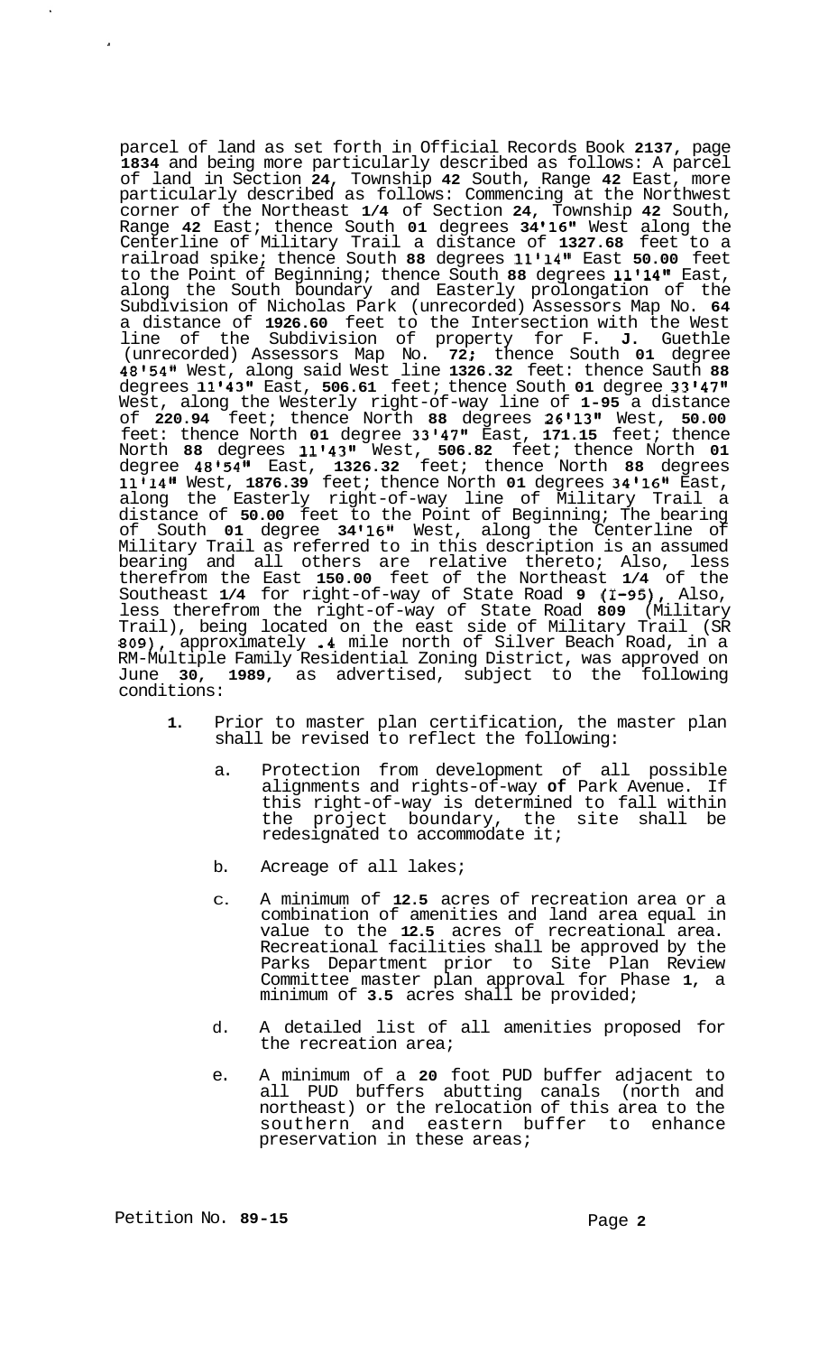parcel of land as set forth in Official Records Book 2137, page 1834 and being more particularly described as follows: A parcel of land in Section 24, Township 42 South, Range 42 East, more particularly described as follows: Commencing at the Northwest corner of the Northeast 1/4 of Section 24, Township 42 South, Range 42 East; thence South 01 degrees 34'16" West along the Centerline of Military Trail a distance of 1327.68 feet to a railroad spike; thence South 88 degrees 11'14" East 50.00 feet to the Point of Beginning; thence South 88 degrees 11'14" East, along the South boundary and Easterly prolongation of the Subdivision of Nicholas Park (unrecorded) Assessors Map No. 64 a distance of 1926.60 feet to the Intersection with the West line of the Subdivision of property for F. J. Guethle (unrecorded) Assessors Map No. 72; thence South 01 degree 48'54" West, along said West line 1326.32 feet: thence Sauth 88 degrees 11'43" East, 506.61 feet; thence South 01 degree 33'47" West, along the Westerly right-of-way line of 1-95 a distance of 220.94 feet; thence North 88 degrees 26'13" West, 50.00 feet: thence North 01 degree 33'47" East, 171.15 feet; thence North 88 degrees 11'43" West, 506.82 feet; thence North 01 degree 48'54" East, 1326.32 feet; thence North 88 degrees 11'14" West, 1876.39 feet; thence North 01 degrees 34'16" East, along the Easterly right-of-way line of Military Trail a distance of 50.00 feet to the Point of Beginning; The bearing of South 01 degree 34'16" West, along the Centerline of Military Trail as referred to in this description is an assumed bearing and all others are relative thereto; Also, less therefrom the East 150.00 feet of the Northeast 1/4 of the Southeast 1/4 for right-of-way of State Road 9 (I-95), Also, less therefrom the right-of-way of State Road 809 (Military Trail), being located on the east side of Military Trail (SR 809), approximately .4 mile north of Silver Beach Road, in a RM-Multiple Family Residential Zoning District, was approved on June 30, 1989, as advertised, subject to the following conditions:

1. Prior to master plan certification, the master plan shall be revised to reflect the following:

   a. Protection from development of all possible alignments and rights-of-way of Park Avenue. If this right-of-way is determined to fall within the project boundary, the site shall be redesignated to accommodate it;

   b. Acreage of all lakes;

   c. A minimum of 12.5 acres of recreation area or a combination of amenities and land area equal in value to the 12.5 acres of recreational area. Recreational facilities shall be approved by the Parks Department prior to Site Plan Review Committee master plan approval for Phase 1, a minimum of 3.5 acres shall be provided;

   d. A detailed list of all amenities proposed for the recreation area;

   e. A minimum of a 20 foot PUD buffer adjacent to all PUD buffers abutting canals (north and northeast) or the relocation of this area to the southern and eastern buffer to enhance preservation in these areas;

Petition No. 89-15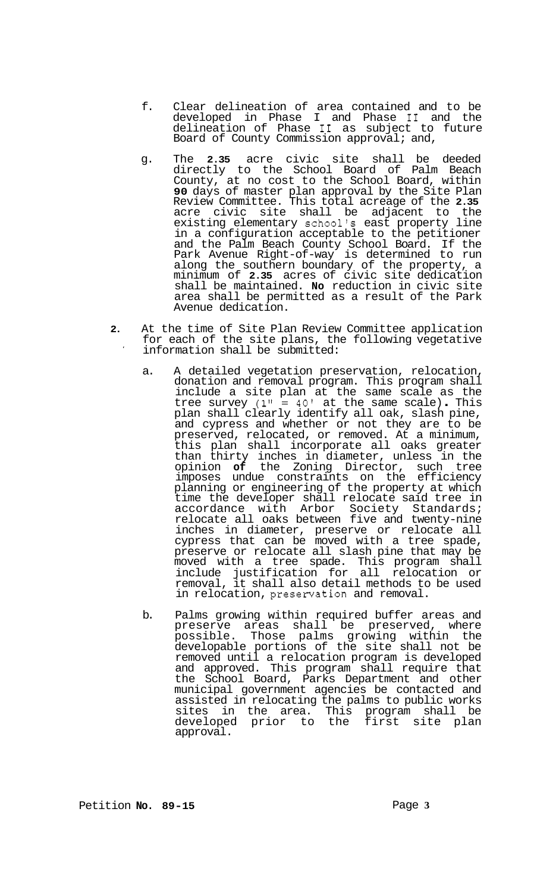f. Clear delineation of area contained and to be developed in Phase I and Phase II and the delineation of Phase II as subject to future Board of County Commission approval; and,

g. The **2.35** acre civic site shall be deeded directly to the School Board of Palm Beach County, at no cost to the School Board, within **90** days of master plan approval by the Site Plan Review Committee. This total acreage of the **2.35** acre civic site shall be adjacent to the existing elementary school's east property line in a configuration acceptable to the petitioner and the Palm Beach County School Board. If the Park Avenue Right-of-way is determined to run along the southern boundary of the property, a minimum of **2.35** acres of civic site dedication shall be maintained. **No** reduction in civic site area shall be permitted as a result of the Park Avenue dedication.

**2.** At the time of Site Plan Review Committee application for each of the site plans, the following vegetative information shall be submitted:

a. A detailed vegetation preservation, relocation, donation and removal program. This program shall include a site plan at the same scale as the tree survey (1" = 40' at the same scale). This plan shall clearly identify all oak, slash pine, and cypress and whether or not they are to be preserved, relocated, or removed. At a minimum, this plan shall incorporate all oaks greater than thirty inches in diameter, unless in the opinion **of** the Zoning Director, such tree imposes undue constraints on the efficiency planning or engineering of the property at which time the developer shall relocate said tree in accordance with Arbor Society Standards; relocate all oaks between five and twenty-nine inches in diameter, preserve or relocate all cypress that can be moved with a tree spade, preserve or relocate all slash pine that may be moved with a tree spade. This program shall include justification for all relocation or removal, it shall also detail methods to be used in relocation, preservation and removal.

b. Palms growing within required buffer areas and preserve areas shall be preserved, where possible. Those palms growing within the developable portions of the site shall not be removed until a relocation program is developed and approved. This program shall require that the School Board, Parks Department and other municipal government agencies be contacted and assisted in relocating the palms to public works sites in the area. This program shall be developed prior to the first site plan approval.

Petition **No. 89-15**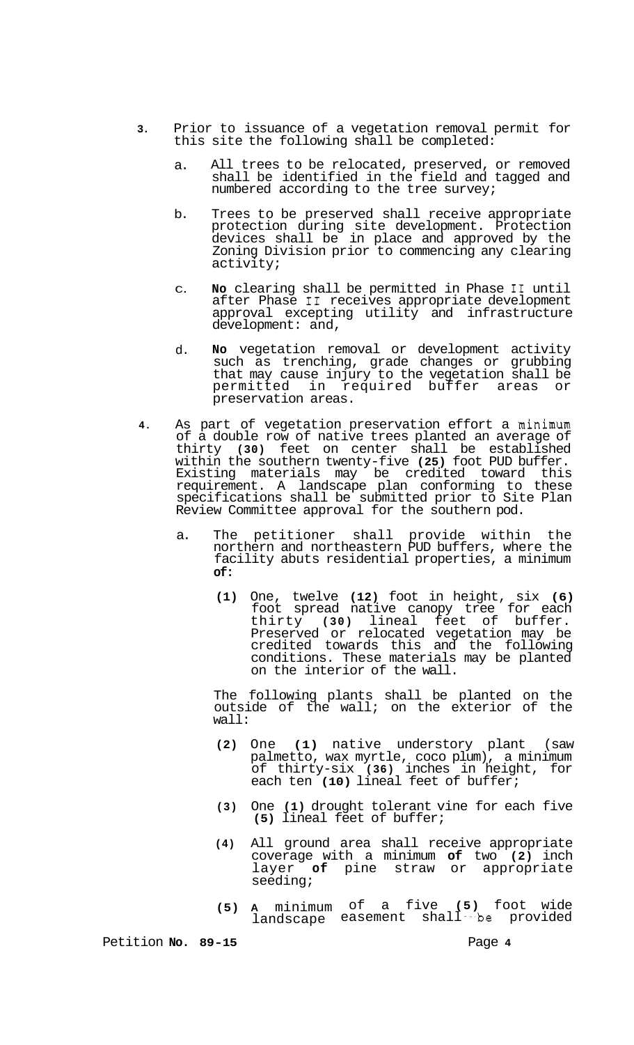3. Prior to issuance of a vegetation removal permit for this site the following shall be completed:

   a. All trees to be relocated, preserved, or removed shall be identified in the field and tagged and numbered according to the tree survey;

   b. Trees to be preserved shall receive appropriate protection during site development. Protection devices shall be in place and approved by the Zoning Division prior to commencing any clearing activity;

   c. **No** clearing shall be permitted in Phase II until after Phase II receives appropriate development approval excepting utility and infrastructure development: and,

   d. **No** vegetation removal or development activity such as trenching, grade changes or grubbing that may cause injury to the vegetation shall be permitted in required buffer areas or preservation areas.

4. As part of vegetation preservation effort a minimum of a double row of native trees planted an average of thirty **(30)** feet on center shall be established within the southern twenty-five **(25)** foot PUD buffer. Existing materials may be credited toward this requirement. A landscape plan conforming to these specifications shall be submitted prior to Site Plan Review Committee approval for the southern pod.

   a. The petitioner shall provide within the northern and northeastern PUD buffers, where the facility abuts residential properties, a minimum **of:**

      **(1)** One, twelve **(12)** foot in height, six **(6)** foot spread native canopy tree for each thirty **(30)** lineal feet of buffer. Preserved or relocated vegetation may be credited towards this and the following conditions. These materials may be planted on the interior of the wall.

      The following plants shall be planted on the outside of the wall; on the exterior of the wall:

      **(2)** One **(1)** native understory plant (saw palmetto, wax myrtle, coco plum), a minimum of thirty-six **(36)** inches in height, for each ten **(10)** lineal feet of buffer;

      **(3)** One **(1)** drought tolerant vine for each five **(5)** lineal feet of buffer;

      **(4)** All ground area shall receive appropriate coverage with a minimum **of** two **(2)** inch layer **of** pine straw or appropriate seeding;

      **(5)** **A** minimum of a five **(5)** foot wide landscape easement shall be provided

Petition **No. 89-15**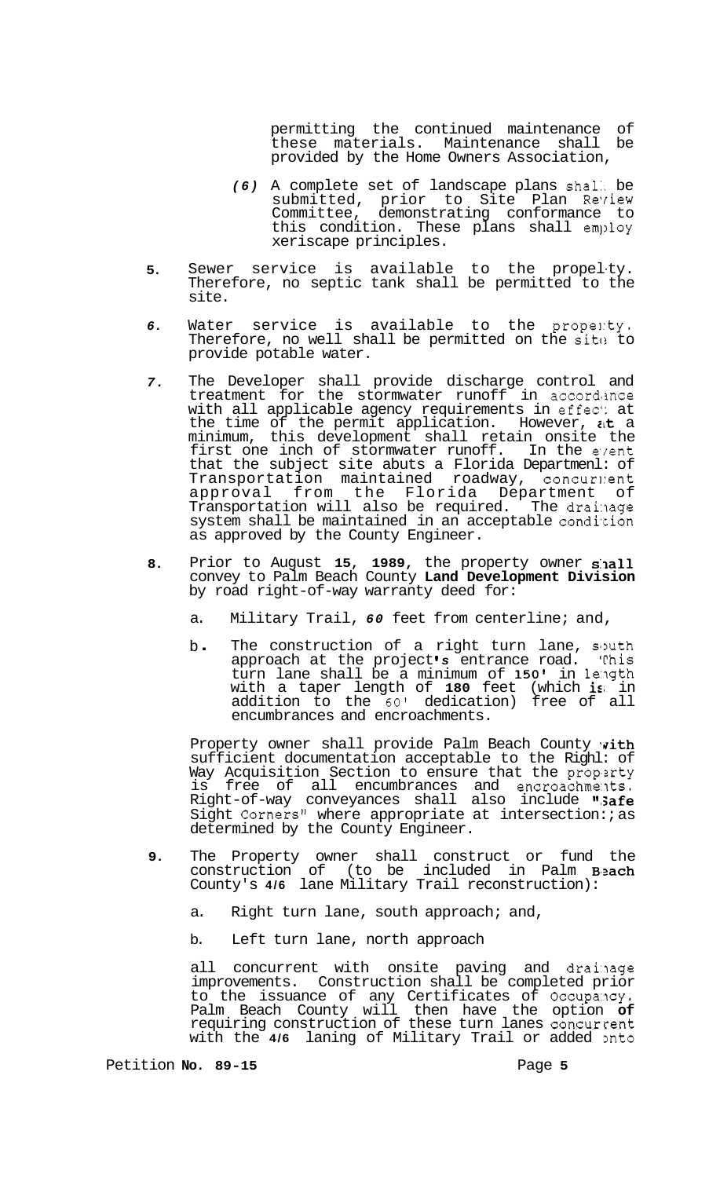permitting the continued maintenance of these materials. Maintenance shall be provided by the Home Owners Association,

*(6)* A complete set of landscape plans shall be submitted, prior to Site Plan Review Committee, demonstrating conformance to this condition. These plans shall employ xeriscape principles.

5. Sewer service is available to the property. Therefore, no septic tank shall be permitted to the site.

6. Water service is available to the property. Therefore, no well shall be permitted on the site to provide potable water.

7. The Developer shall provide discharge control and treatment for the stormwater runoff in accordance with all applicable agency requirements in effect at the time of the permit application. However, at a minimum, this development shall retain onsite the first one inch of stormwater runoff. In the event that the subject site abuts a Florida Department of Transportation maintained roadway, concurrent approval from the Florida Department of Transportation will also be required. The drainage system shall be maintained in an acceptable condition as approved by the County Engineer.

8. Prior to August **15**, **1989**, the property owner **shall** convey to Palm Beach County **Land Development Division** by road right-of-way warranty deed for:

   a. Military Trail, *60* feet from centerline; and,

   b. The construction of a right turn lane, south approach at the project**'s** entrance road. This turn lane shall be a minimum of **150'** in length with a taper length of **180** feet (which **is** in addition to the 60' dedication) free of all encumbrances and encroachments.

   Property owner shall provide Palm Beach County **with** sufficient documentation acceptable to the Right of Way Acquisition Section to ensure that the property is free of all encumbrances and encroachments. Right-of-way conveyances shall also include **"Safe** Sight Corners" where appropriate at intersections as determined by the County Engineer.

9. The Property owner shall construct or fund the construction of (to be included in Palm **Beach** County's **4/6** lane Military Trail reconstruction):

   a. Right turn lane, south approach; and,

   b. Left turn lane, north approach

   all concurrent with onsite paving and drainage improvements. Construction shall be completed prior to the issuance of any Certificates of Occupancy. Palm Beach County will then have the option **of** requiring construction of these turn lanes concurrent with the **4/6** laning of Military Trail or added onto

Petition **No. 89-15**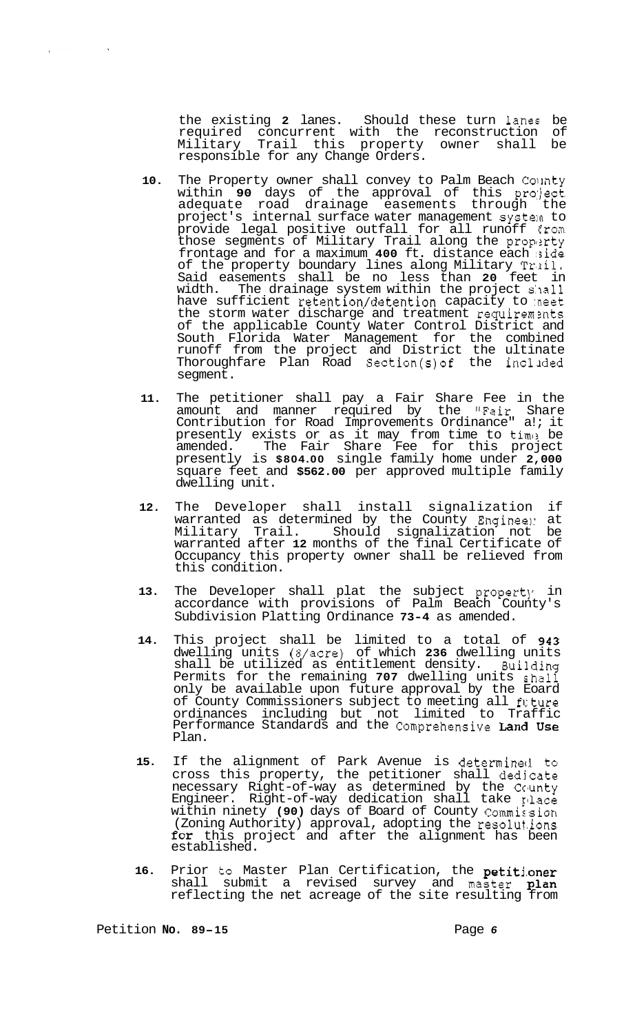the existing **2** lanes. Should these turn lanes be required concurrent with the reconstruction of Military Trail this property owner shall be responsible for any Change Orders.

10. The Property owner shall convey to Palm Beach County within **90** days of the approval of this project adequate road drainage easements through the project's internal surface water management system to provide legal positive outfall for all runoff from those segments of Military Trail along the property frontage and for a maximum **400** ft. distance each side of the property boundary lines along Military Trail. Said easements shall be no less than **20** feet in width. The drainage system within the project shall have sufficient retention/detention capacity to meet the storm water discharge and treatment requirements of the applicable County Water Control District and South Florida Water Management for the combined runoff from the project and District the ultinate Thoroughfare Plan Road Section(s) of the included segment.

11. The petitioner shall pay a Fair Share Fee in the amount and manner required by the "Fair Share Contribution for Road Improvements Ordinance" as it presently exists or as it may from time to time be amended. The Fair Share Fee for this project presently is **$804.00** single family home under **2,000** square feet and **$562.00** per approved multiple family dwelling unit.

12. The Developer shall install signalization if warranted as determined by the County Engineer at Military Trail. Should signalization not be warranted after **12** months of the final Certificate of Occupancy this property owner shall be relieved from this condition.

13. The Developer shall plat the subject property in accordance with provisions of Palm Beach County's Subdivision Platting Ordinance **73-4** as amended.

14. This project shall be limited to a total of **943** dwelling units (8/acre) of which **236** dwelling units shall be utilized as entitlement density. Building Permits for the remaining **707** dwelling units shall only be available upon future approval by the Board of County Commissioners subject to meeting all future ordinances including but not limited to Traffic Performance Standards and the Comprehensive **Land Use** Plan.

15. If the alignment of Park Avenue is determined to cross this property, the petitioner shall dedicate necessary Right-of-way as determined by the County Engineer. Right-of-way dedication shall take place within ninety **(90)** days of Board of County Commission (Zoning Authority) approval, adopting the resolutions **for** this project and after the alignment has been established.

16. Prior to Master Plan Certification, the **petitioner** shall submit a revised survey and master **plan** reflecting the net acreage of the site resulting from

Petition **No. 89-15**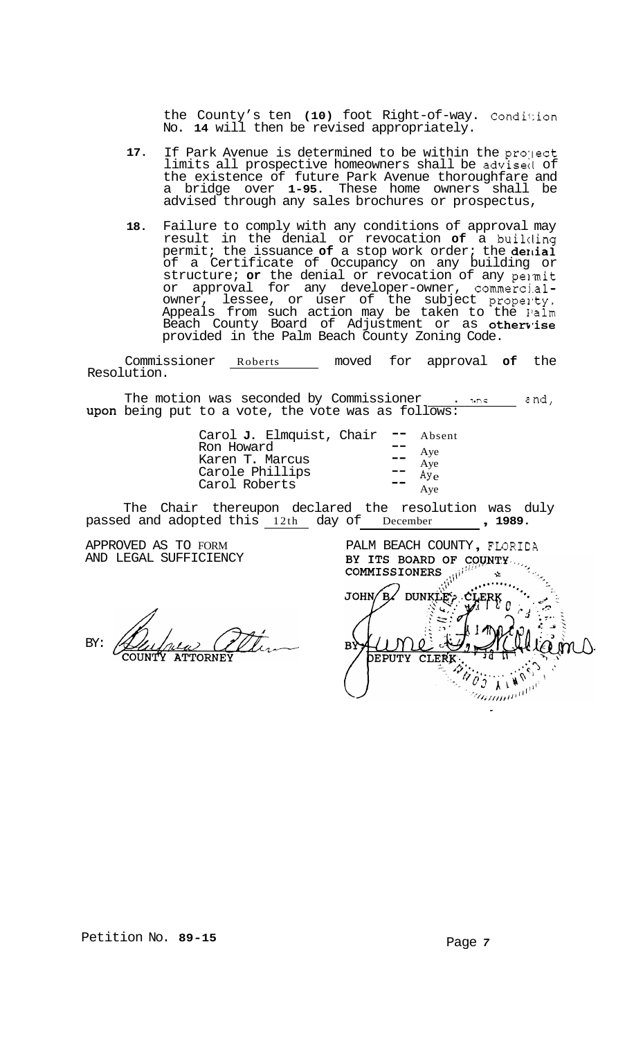the County's ten (10) foot Right-of-way. Condition No. 14 will then be revised appropriately.

17. If Park Avenue is determined to be within the project limits all prospective homeowners shall be advised of the existence of future Park Avenue thoroughfare and a bridge over I-95. These home owners shall be advised through any sales brochures or prospectus,

18. Failure to comply with any conditions of approval may result in the denial or revocation of a building permit; the issuance of a stop work order; the denial of a Certificate of Occupancy on any building or structure; or the denial or revocation of any permit or approval for any developer-owner, commercial-owner, lessee, or user of the subject property. Appeals from such action may be taken to the Palm Beach County Board of Adjustment or as otherwise provided in the Palm Beach County Zoning Code.

Commissioner Roberts moved for approval of the Resolution.

The motion was seconded by Commissioner ______ and, upon being put to a vote, the vote was as follows:

| | | |
|---|---|---|
| Carol J. Elmquist, Chair | -- | Absent |
| Ron Howard | -- | Aye |
| Karen T. Marcus | -- | Aye |
| Carole Phillips | -- | Aye |
| Carol Roberts | -- | Aye |

The Chair thereupon declared the resolution was duly passed and adopted this 12th day of December, 1989.

APPROVED AS TO FORM AND LEGAL SUFFICIENCY

BY: COUNTY ATTORNEY

PALM BEACH COUNTY, FLORIDA BY ITS BOARD OF COUNTY COMMISSIONERS

JOHN B. DUNKLE, CLERK

BY: DEPUTY CLERK

Petition No. 89-15